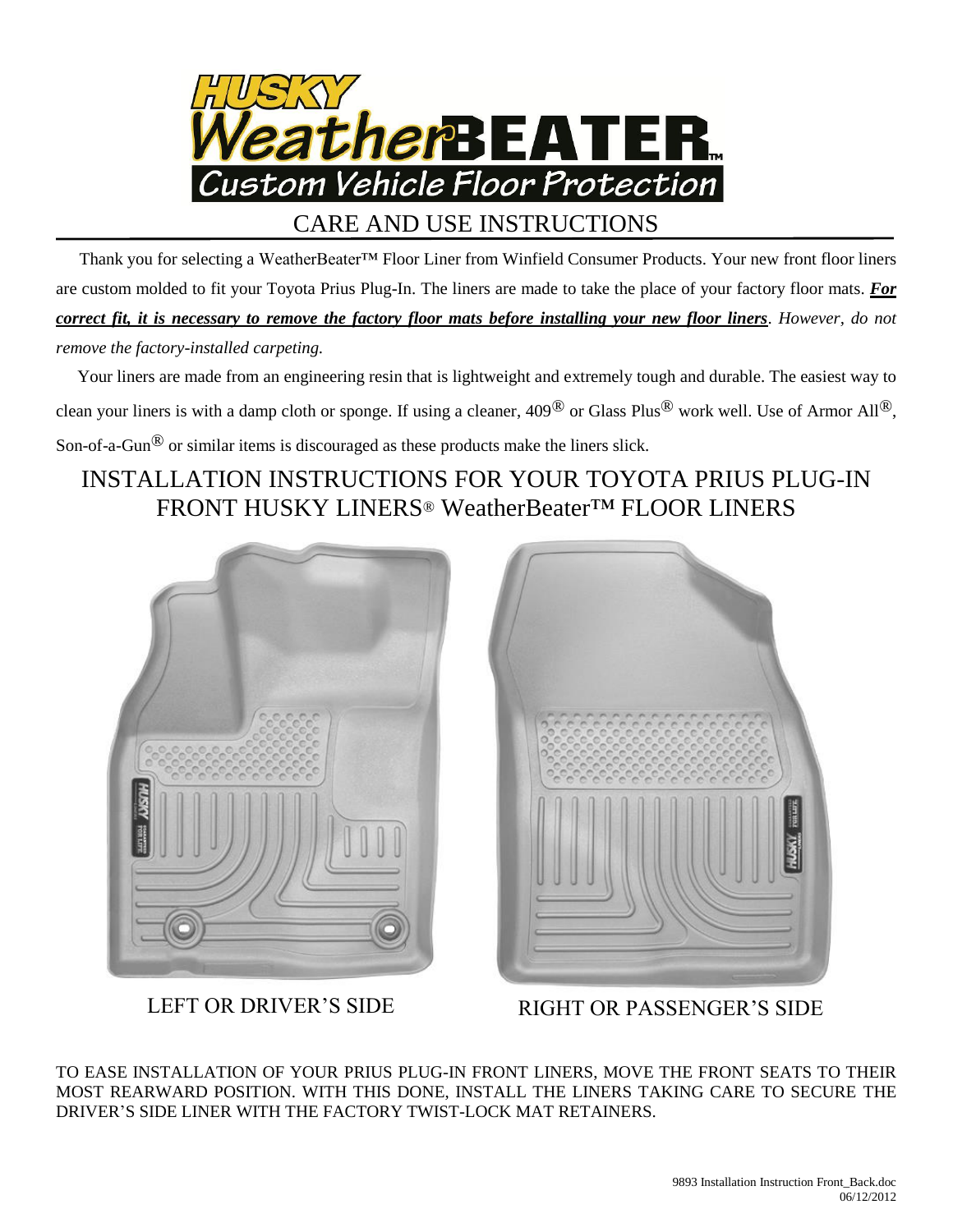# HUSKY WeatherBEATER™ Custom Vehicle Floor Protection

## CARE AND USE INSTRUCTIONS

Thank you for selecting a WeatherBeater™ Floor Liner from Winfield Consumer Products. Your new front floor liners are custom molded to fit your Toyota Prius Plug-In. The liners are made to take the place of your factory floor mats. ***For correct fit, it is necessary to remove the factory floor mats before installing your new floor liners***. *However, do not remove the factory-installed carpeting.*

Your liners are made from an engineering resin that is lightweight and extremely tough and durable. The easiest way to clean your liners is with a damp cloth or sponge. If using a cleaner, 409® or Glass Plus® work well. Use of Armor All®, Son-of-a-Gun® or similar items is discouraged as these products make the liners slick.

## INSTALLATION INSTRUCTIONS FOR YOUR TOYOTA PRIUS PLUG-IN FRONT HUSKY LINERS® WeatherBeater™ FLOOR LINERS

LEFT OR DRIVER'S SIDE

RIGHT OR PASSENGER'S SIDE

TO EASE INSTALLATION OF YOUR PRIUS PLUG-IN FRONT LINERS, MOVE THE FRONT SEATS TO THEIR MOST REARWARD POSITION. WITH THIS DONE, INSTALL THE LINERS TAKING CARE TO SECURE THE DRIVER'S SIDE LINER WITH THE FACTORY TWIST-LOCK MAT RETAINERS.

9893 Installation Instruction Front_Back.doc
06/12/2012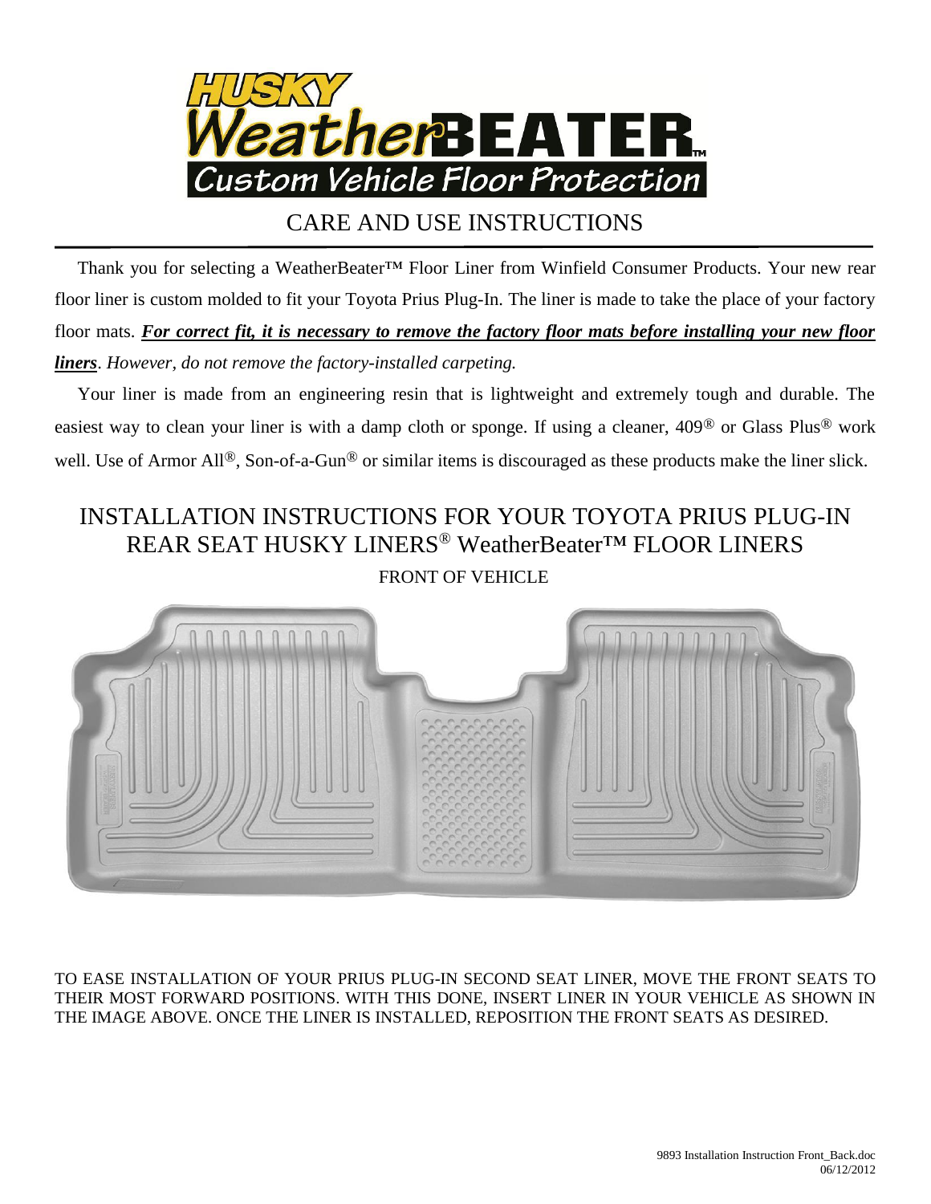# HUSKY WeatherBEATER™ Custom Vehicle Floor Protection

## CARE AND USE INSTRUCTIONS

Thank you for selecting a WeatherBeater™ Floor Liner from Winfield Consumer Products. Your new rear floor liner is custom molded to fit your Toyota Prius Plug-In. The liner is made to take the place of your factory floor mats. ***For correct fit, it is necessary to remove the factory floor mats before installing your new floor liners***. *However, do not remove the factory-installed carpeting.*

Your liner is made from an engineering resin that is lightweight and extremely tough and durable. The easiest way to clean your liner is with a damp cloth or sponge. If using a cleaner, 409® or Glass Plus® work well. Use of Armor All®, Son-of-a-Gun® or similar items is discouraged as these products make the liner slick.

## INSTALLATION INSTRUCTIONS FOR YOUR TOYOTA PRIUS PLUG-IN REAR SEAT HUSKY LINERS® WeatherBeater™ FLOOR LINERS

FRONT OF VEHICLE

TO EASE INSTALLATION OF YOUR PRIUS PLUG-IN SECOND SEAT LINER, MOVE THE FRONT SEATS TO THEIR MOST FORWARD POSITIONS. WITH THIS DONE, INSERT LINER IN YOUR VEHICLE AS SHOWN IN THE IMAGE ABOVE. ONCE THE LINER IS INSTALLED, REPOSITION THE FRONT SEATS AS DESIRED.

9893 Installation Instruction Front_Back.doc
06/12/2012